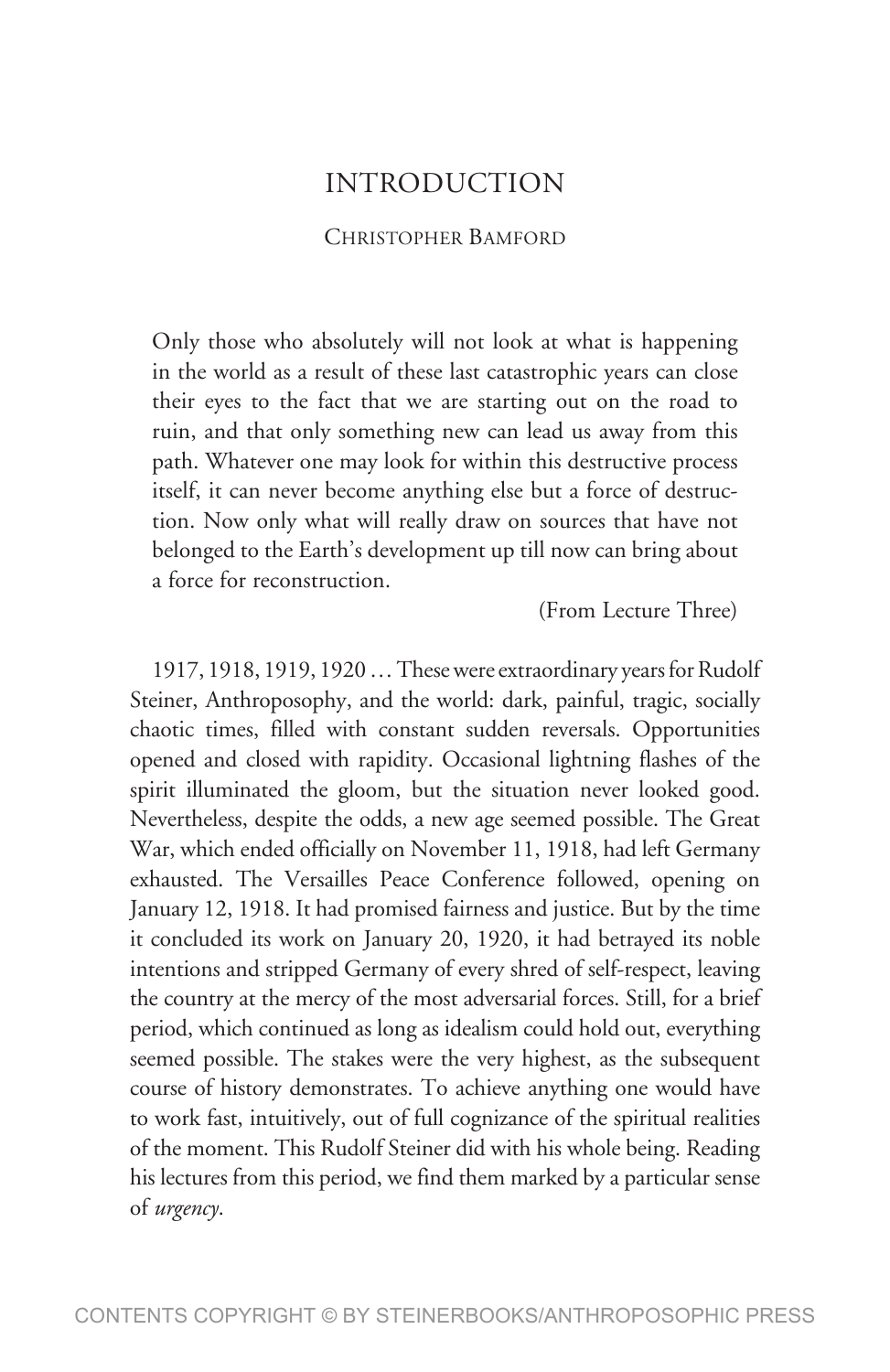# INTRODUCTION

CHRISTOPHER BAMFORD

> Only those who absolutely will not look at what is happening in the world as a result of these last catastrophic years can close their eyes to the fact that we are starting out on the road to ruin, and that only something new can lead us away from this path. Whatever one may look for within this destructive process itself, it can never become anything else but a force of destruction. Now only what will really draw on sources that have not belonged to the Earth's development up till now can bring about a force for reconstruction.
>
> (From Lecture Three)

1917, 1918, 1919, 1920 … These were extraordinary years for Rudolf Steiner, Anthroposophy, and the world: dark, painful, tragic, socially chaotic times, filled with constant sudden reversals. Opportunities opened and closed with rapidity. Occasional lightning flashes of the spirit illuminated the gloom, but the situation never looked good. Nevertheless, despite the odds, a new age seemed possible. The Great War, which ended officially on November 11, 1918, had left Germany exhausted. The Versailles Peace Conference followed, opening on January 12, 1918. It had promised fairness and justice. But by the time it concluded its work on January 20, 1920, it had betrayed its noble intentions and stripped Germany of every shred of self-respect, leaving the country at the mercy of the most adversarial forces. Still, for a brief period, which continued as long as idealism could hold out, everything seemed possible. The stakes were the very highest, as the subsequent course of history demonstrates. To achieve anything one would have to work fast, intuitively, out of full cognizance of the spiritual realities of the moment. This Rudolf Steiner did with his whole being. Reading his lectures from this period, we find them marked by a particular sense of *urgency*.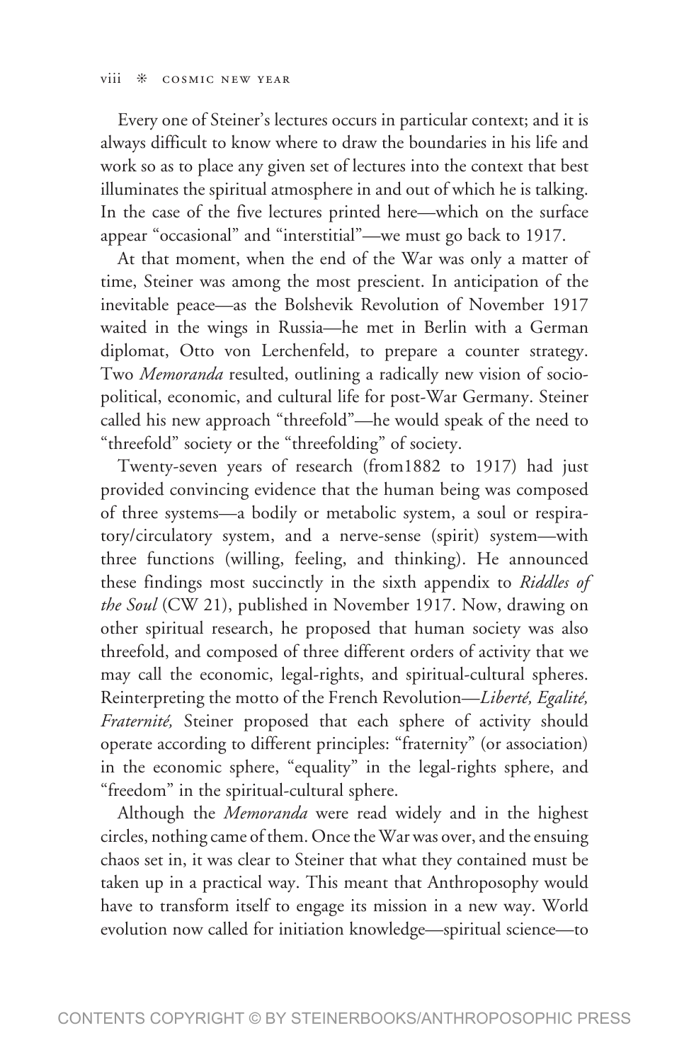Every one of Steiner's lectures occurs in particular context; and it is always difficult to know where to draw the boundaries in his life and work so as to place any given set of lectures into the context that best illuminates the spiritual atmosphere in and out of which he is talking. In the case of the five lectures printed here—which on the surface appear "occasional" and "interstitial"—we must go back to 1917.

At that moment, when the end of the War was only a matter of time, Steiner was among the most prescient. In anticipation of the inevitable peace—as the Bolshevik Revolution of November 1917 waited in the wings in Russia—he met in Berlin with a German diplomat, Otto von Lerchenfeld, to prepare a counter strategy. Two *Memoranda* resulted, outlining a radically new vision of socio-political, economic, and cultural life for post-War Germany. Steiner called his new approach "threefold"—he would speak of the need to "threefold" society or the "threefolding" of society.

Twenty-seven years of research (from1882 to 1917) had just provided convincing evidence that the human being was composed of three systems—a bodily or metabolic system, a soul or respiratory/circulatory system, and a nerve-sense (spirit) system—with three functions (willing, feeling, and thinking). He announced these findings most succinctly in the sixth appendix to *Riddles of the Soul* (CW 21), published in November 1917. Now, drawing on other spiritual research, he proposed that human society was also threefold, and composed of three different orders of activity that we may call the economic, legal-rights, and spiritual-cultural spheres. Reinterpreting the motto of the French Revolution—*Liberté, Egalité, Fraternité,* Steiner proposed that each sphere of activity should operate according to different principles: "fraternity" (or association) in the economic sphere, "equality" in the legal-rights sphere, and "freedom" in the spiritual-cultural sphere.

Although the *Memoranda* were read widely and in the highest circles, nothing came of them. Once the War was over, and the ensuing chaos set in, it was clear to Steiner that what they contained must be taken up in a practical way. This meant that Anthroposophy would have to transform itself to engage its mission in a new way. World evolution now called for initiation knowledge—spiritual science—to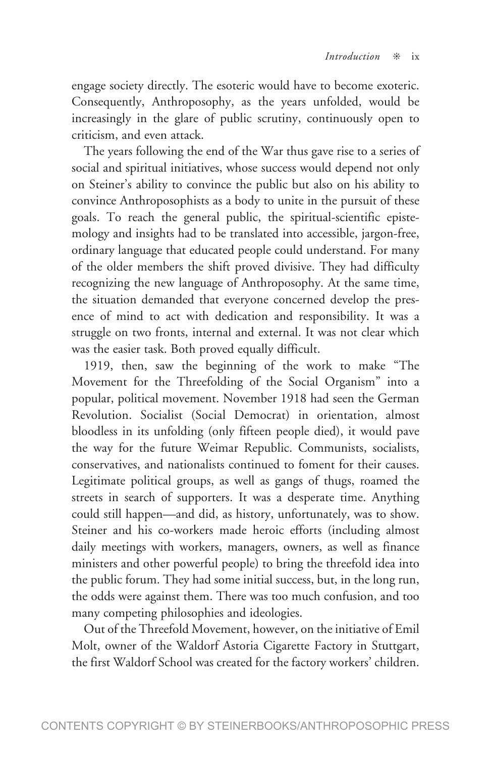engage society directly. The esoteric would have to become exoteric. Consequently, Anthroposophy, as the years unfolded, would be increasingly in the glare of public scrutiny, continuously open to criticism, and even attack.

The years following the end of the War thus gave rise to a series of social and spiritual initiatives, whose success would depend not only on Steiner's ability to convince the public but also on his ability to convince Anthroposophists as a body to unite in the pursuit of these goals. To reach the general public, the spiritual-scientific epistemology and insights had to be translated into accessible, jargon-free, ordinary language that educated people could understand. For many of the older members the shift proved divisive. They had difficulty recognizing the new language of Anthroposophy. At the same time, the situation demanded that everyone concerned develop the presence of mind to act with dedication and responsibility. It was a struggle on two fronts, internal and external. It was not clear which was the easier task. Both proved equally difficult.

1919, then, saw the beginning of the work to make "The Movement for the Threefolding of the Social Organism" into a popular, political movement. November 1918 had seen the German Revolution. Socialist (Social Democrat) in orientation, almost bloodless in its unfolding (only fifteen people died), it would pave the way for the future Weimar Republic. Communists, socialists, conservatives, and nationalists continued to foment for their causes. Legitimate political groups, as well as gangs of thugs, roamed the streets in search of supporters. It was a desperate time. Anything could still happen—and did, as history, unfortunately, was to show. Steiner and his co-workers made heroic efforts (including almost daily meetings with workers, managers, owners, as well as finance ministers and other powerful people) to bring the threefold idea into the public forum. They had some initial success, but, in the long run, the odds were against them. There was too much confusion, and too many competing philosophies and ideologies.

Out of the Threefold Movement, however, on the initiative of Emil Molt, owner of the Waldorf Astoria Cigarette Factory in Stuttgart, the first Waldorf School was created for the factory workers' children.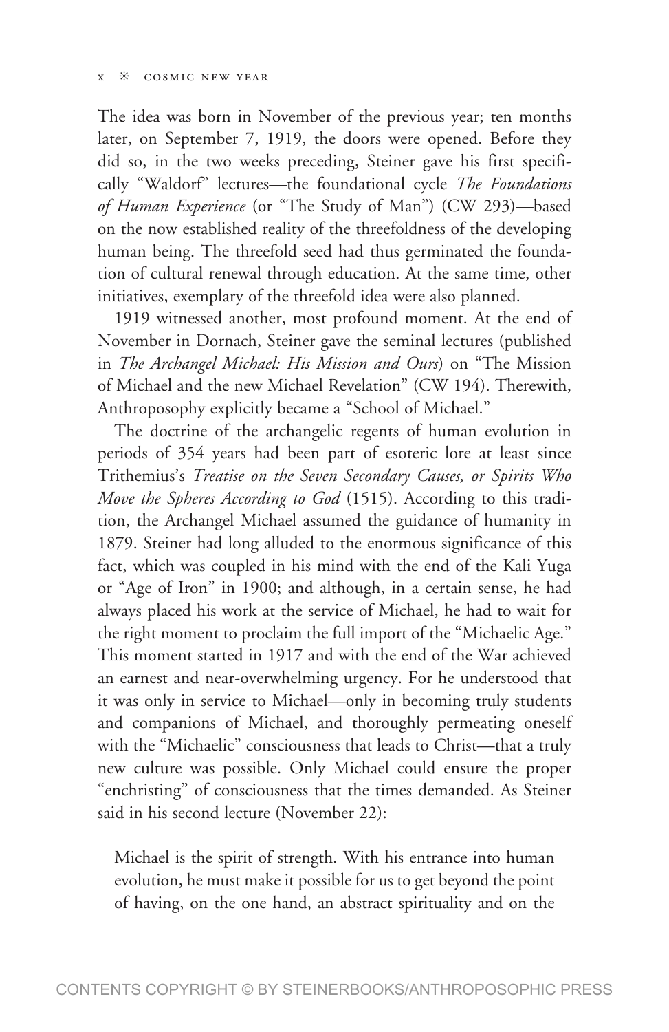The idea was born in November of the previous year; ten months later, on September 7, 1919, the doors were opened. Before they did so, in the two weeks preceding, Steiner gave his first specifically "Waldorf" lectures—the foundational cycle *The Foundations of Human Experience* (or "The Study of Man") (CW 293)—based on the now established reality of the threefoldness of the developing human being. The threefold seed had thus germinated the foundation of cultural renewal through education. At the same time, other initiatives, exemplary of the threefold idea were also planned.

1919 witnessed another, most profound moment. At the end of November in Dornach, Steiner gave the seminal lectures (published in *The Archangel Michael: His Mission and Ours*) on "The Mission of Michael and the new Michael Revelation" (CW 194). Therewith, Anthroposophy explicitly became a "School of Michael."

The doctrine of the archangelic regents of human evolution in periods of 354 years had been part of esoteric lore at least since Trithemius's *Treatise on the Seven Secondary Causes, or Spirits Who Move the Spheres According to God* (1515). According to this tradition, the Archangel Michael assumed the guidance of humanity in 1879. Steiner had long alluded to the enormous significance of this fact, which was coupled in his mind with the end of the Kali Yuga or "Age of Iron" in 1900; and although, in a certain sense, he had always placed his work at the service of Michael, he had to wait for the right moment to proclaim the full import of the "Michaelic Age." This moment started in 1917 and with the end of the War achieved an earnest and near-overwhelming urgency. For he understood that it was only in service to Michael—only in becoming truly students and companions of Michael, and thoroughly permeating oneself with the "Michaelic" consciousness that leads to Christ—that a truly new culture was possible. Only Michael could ensure the proper "enchristing" of consciousness that the times demanded. As Steiner said in his second lecture (November 22):

> Michael is the spirit of strength. With his entrance into human evolution, he must make it possible for us to get beyond the point of having, on the one hand, an abstract spirituality and on the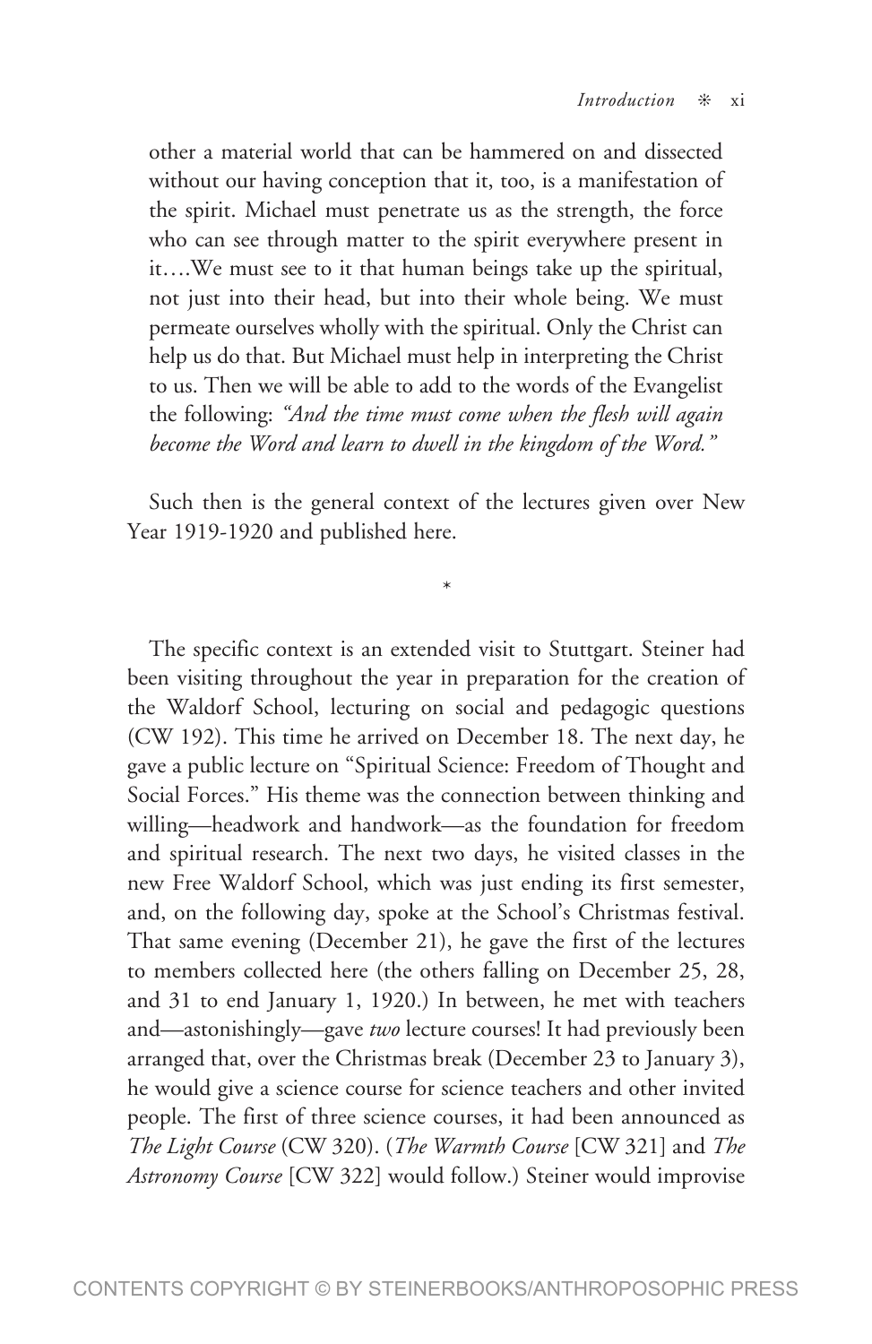other a material world that can be hammered on and dissected without our having conception that it, too, is a manifestation of the spirit. Michael must penetrate us as the strength, the force who can see through matter to the spirit everywhere present in it….We must see to it that human beings take up the spiritual, not just into their head, but into their whole being. We must permeate ourselves wholly with the spiritual. Only the Christ can help us do that. But Michael must help in interpreting the Christ to us. Then we will be able to add to the words of the Evangelist the following: *"And the time must come when the flesh will again become the Word and learn to dwell in the kingdom of the Word."*

Such then is the general context of the lectures given over New Year 1919-1920 and published here.

*

The specific context is an extended visit to Stuttgart. Steiner had been visiting throughout the year in preparation for the creation of the Waldorf School, lecturing on social and pedagogic questions (CW 192). This time he arrived on December 18. The next day, he gave a public lecture on "Spiritual Science: Freedom of Thought and Social Forces." His theme was the connection between thinking and willing—headwork and handwork—as the foundation for freedom and spiritual research. The next two days, he visited classes in the new Free Waldorf School, which was just ending its first semester, and, on the following day, spoke at the School's Christmas festival. That same evening (December 21), he gave the first of the lectures to members collected here (the others falling on December 25, 28, and 31 to end January 1, 1920.) In between, he met with teachers and—astonishingly—gave *two* lecture courses! It had previously been arranged that, over the Christmas break (December 23 to January 3), he would give a science course for science teachers and other invited people. The first of three science courses, it had been announced as *The Light Course* (CW 320). (*The Warmth Course* [CW 321] and *The Astronomy Course* [CW 322] would follow.) Steiner would improvise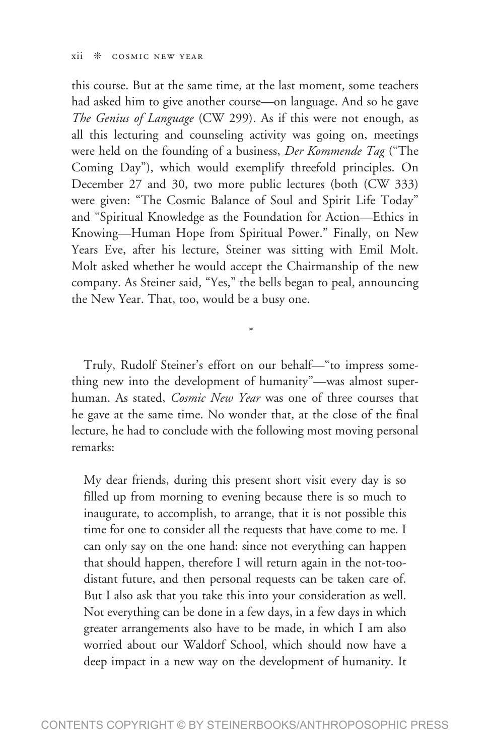this course. But at the same time, at the last moment, some teachers had asked him to give another course—on language. And so he gave *The Genius of Language* (CW 299). As if this were not enough, as all this lecturing and counseling activity was going on, meetings were held on the founding of a business, *Der Kommende Tag* ("The Coming Day"), which would exemplify threefold principles. On December 27 and 30, two more public lectures (both (CW 333) were given: "The Cosmic Balance of Soul and Spirit Life Today" and "Spiritual Knowledge as the Foundation for Action—Ethics in Knowing—Human Hope from Spiritual Power." Finally, on New Years Eve, after his lecture, Steiner was sitting with Emil Molt. Molt asked whether he would accept the Chairmanship of the new company. As Steiner said, "Yes," the bells began to peal, announcing the New Year. That, too, would be a busy one.

*

Truly, Rudolf Steiner's effort on our behalf—"to impress something new into the development of humanity"—was almost superhuman. As stated, *Cosmic New Year* was one of three courses that he gave at the same time. No wonder that, at the close of the final lecture, he had to conclude with the following most moving personal remarks:

> My dear friends, during this present short visit every day is so filled up from morning to evening because there is so much to inaugurate, to accomplish, to arrange, that it is not possible this time for one to consider all the requests that have come to me. I can only say on the one hand: since not everything can happen that should happen, therefore I will return again in the not-too-distant future, and then personal requests can be taken care of. But I also ask that you take this into your consideration as well. Not everything can be done in a few days, in a few days in which greater arrangements also have to be made, in which I am also worried about our Waldorf School, which should now have a deep impact in a new way on the development of humanity. It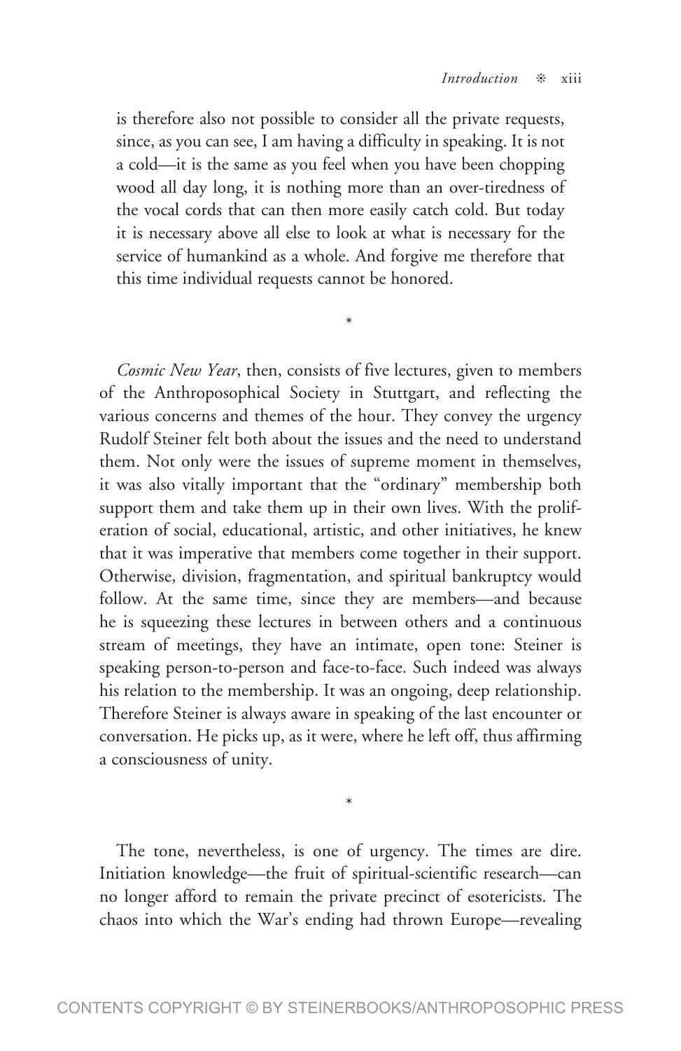> is therefore also not possible to consider all the private requests, since, as you can see, I am having a difficulty in speaking. It is not a cold—it is the same as you feel when you have been chopping wood all day long, it is nothing more than an over-tiredness of the vocal cords that can then more easily catch cold. But today it is necessary above all else to look at what is necessary for the service of humankind as a whole. And forgive me therefore that this time individual requests cannot be honored.

*

*Cosmic New Year*, then, consists of five lectures, given to members of the Anthroposophical Society in Stuttgart, and reflecting the various concerns and themes of the hour. They convey the urgency Rudolf Steiner felt both about the issues and the need to understand them. Not only were the issues of supreme moment in themselves, it was also vitally important that the "ordinary" membership both support them and take them up in their own lives. With the proliferation of social, educational, artistic, and other initiatives, he knew that it was imperative that members come together in their support. Otherwise, division, fragmentation, and spiritual bankruptcy would follow. At the same time, since they are members—and because he is squeezing these lectures in between others and a continuous stream of meetings, they have an intimate, open tone: Steiner is speaking person-to-person and face-to-face. Such indeed was always his relation to the membership. It was an ongoing, deep relationship. Therefore Steiner is always aware in speaking of the last encounter or conversation. He picks up, as it were, where he left off, thus affirming a consciousness of unity.

*

The tone, nevertheless, is one of urgency. The times are dire. Initiation knowledge—the fruit of spiritual-scientific research—can no longer afford to remain the private precinct of esotericists. The chaos into which the War's ending had thrown Europe—revealing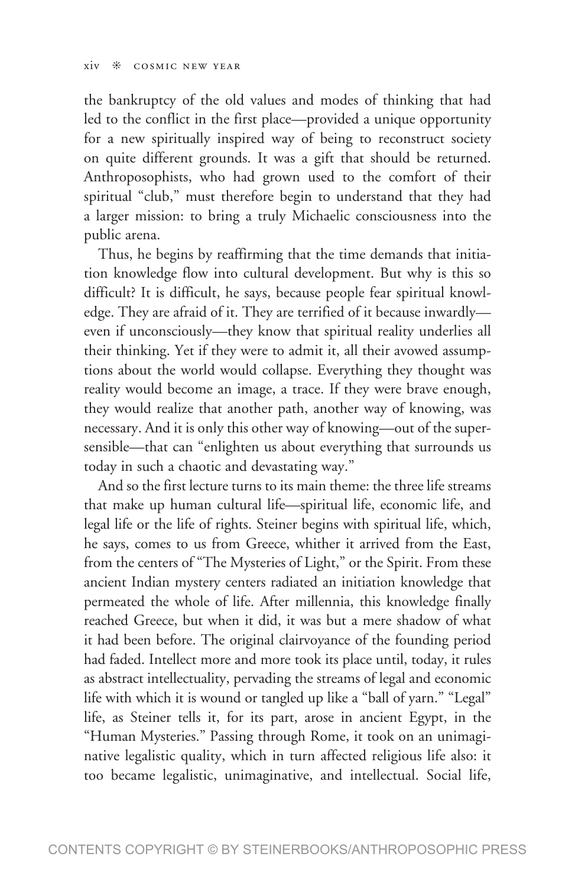the bankruptcy of the old values and modes of thinking that had led to the conflict in the first place—provided a unique opportunity for a new spiritually inspired way of being to reconstruct society on quite different grounds. It was a gift that should be returned. Anthroposophists, who had grown used to the comfort of their spiritual "club," must therefore begin to understand that they had a larger mission: to bring a truly Michaelic consciousness into the public arena.

Thus, he begins by reaffirming that the time demands that initiation knowledge flow into cultural development. But why is this so difficult? It is difficult, he says, because people fear spiritual knowledge. They are afraid of it. They are terrified of it because inwardly—even if unconsciously—they know that spiritual reality underlies all their thinking. Yet if they were to admit it, all their avowed assumptions about the world would collapse. Everything they thought was reality would become an image, a trace. If they were brave enough, they would realize that another path, another way of knowing, was necessary. And it is only this other way of knowing—out of the supersensible—that can "enlighten us about everything that surrounds us today in such a chaotic and devastating way."

And so the first lecture turns to its main theme: the three life streams that make up human cultural life—spiritual life, economic life, and legal life or the life of rights. Steiner begins with spiritual life, which, he says, comes to us from Greece, whither it arrived from the East, from the centers of "The Mysteries of Light," or the Spirit. From these ancient Indian mystery centers radiated an initiation knowledge that permeated the whole of life. After millennia, this knowledge finally reached Greece, but when it did, it was but a mere shadow of what it had been before. The original clairvoyance of the founding period had faded. Intellect more and more took its place until, today, it rules as abstract intellectuality, pervading the streams of legal and economic life with which it is wound or tangled up like a "ball of yarn." "Legal" life, as Steiner tells it, for its part, arose in ancient Egypt, in the "Human Mysteries." Passing through Rome, it took on an unimaginative legalistic quality, which in turn affected religious life also: it too became legalistic, unimaginative, and intellectual. Social life,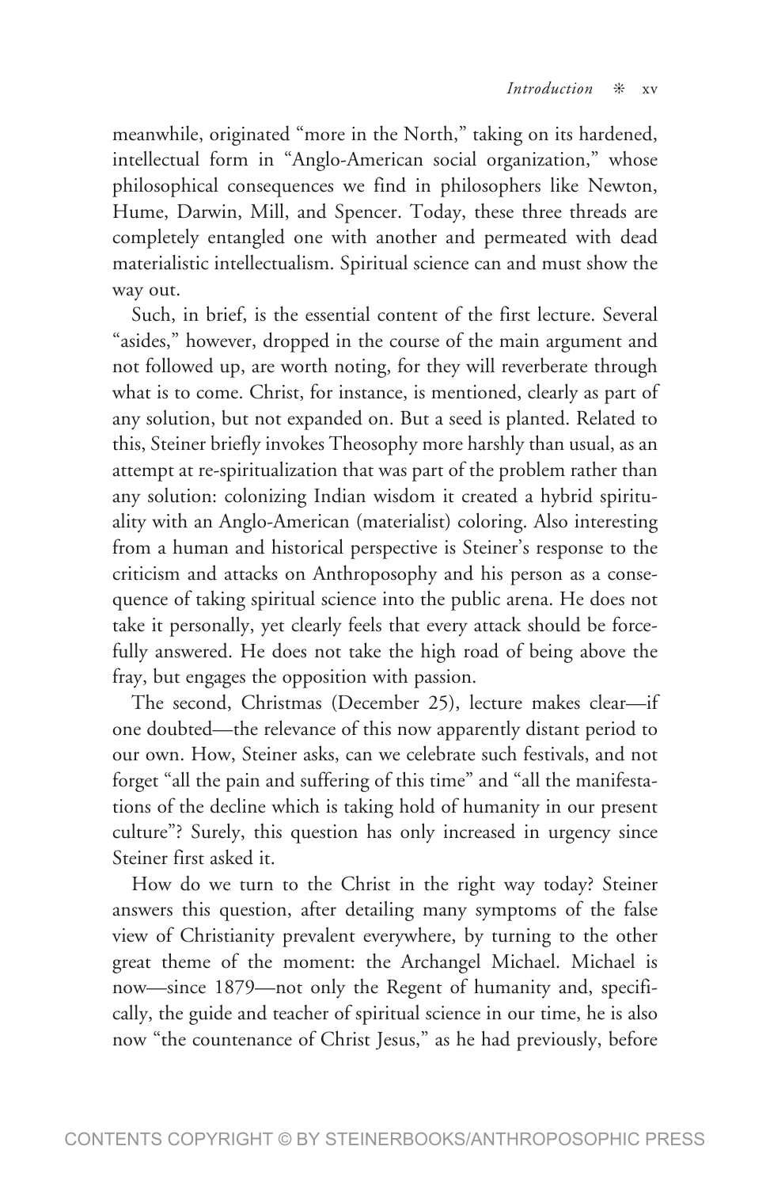meanwhile, originated "more in the North," taking on its hardened, intellectual form in "Anglo-American social organization," whose philosophical consequences we find in philosophers like Newton, Hume, Darwin, Mill, and Spencer. Today, these three threads are completely entangled one with another and permeated with dead materialistic intellectualism. Spiritual science can and must show the way out.

Such, in brief, is the essential content of the first lecture. Several "asides," however, dropped in the course of the main argument and not followed up, are worth noting, for they will reverberate through what is to come. Christ, for instance, is mentioned, clearly as part of any solution, but not expanded on. But a seed is planted. Related to this, Steiner briefly invokes Theosophy more harshly than usual, as an attempt at re-spiritualization that was part of the problem rather than any solution: colonizing Indian wisdom it created a hybrid spirituality with an Anglo-American (materialist) coloring. Also interesting from a human and historical perspective is Steiner's response to the criticism and attacks on Anthroposophy and his person as a consequence of taking spiritual science into the public arena. He does not take it personally, yet clearly feels that every attack should be forcefully answered. He does not take the high road of being above the fray, but engages the opposition with passion.

The second, Christmas (December 25), lecture makes clear—if one doubted—the relevance of this now apparently distant period to our own. How, Steiner asks, can we celebrate such festivals, and not forget "all the pain and suffering of this time" and "all the manifestations of the decline which is taking hold of humanity in our present culture"? Surely, this question has only increased in urgency since Steiner first asked it.

How do we turn to the Christ in the right way today? Steiner answers this question, after detailing many symptoms of the false view of Christianity prevalent everywhere, by turning to the other great theme of the moment: the Archangel Michael. Michael is now—since 1879—not only the Regent of humanity and, specifically, the guide and teacher of spiritual science in our time, he is also now "the countenance of Christ Jesus," as he had previously, before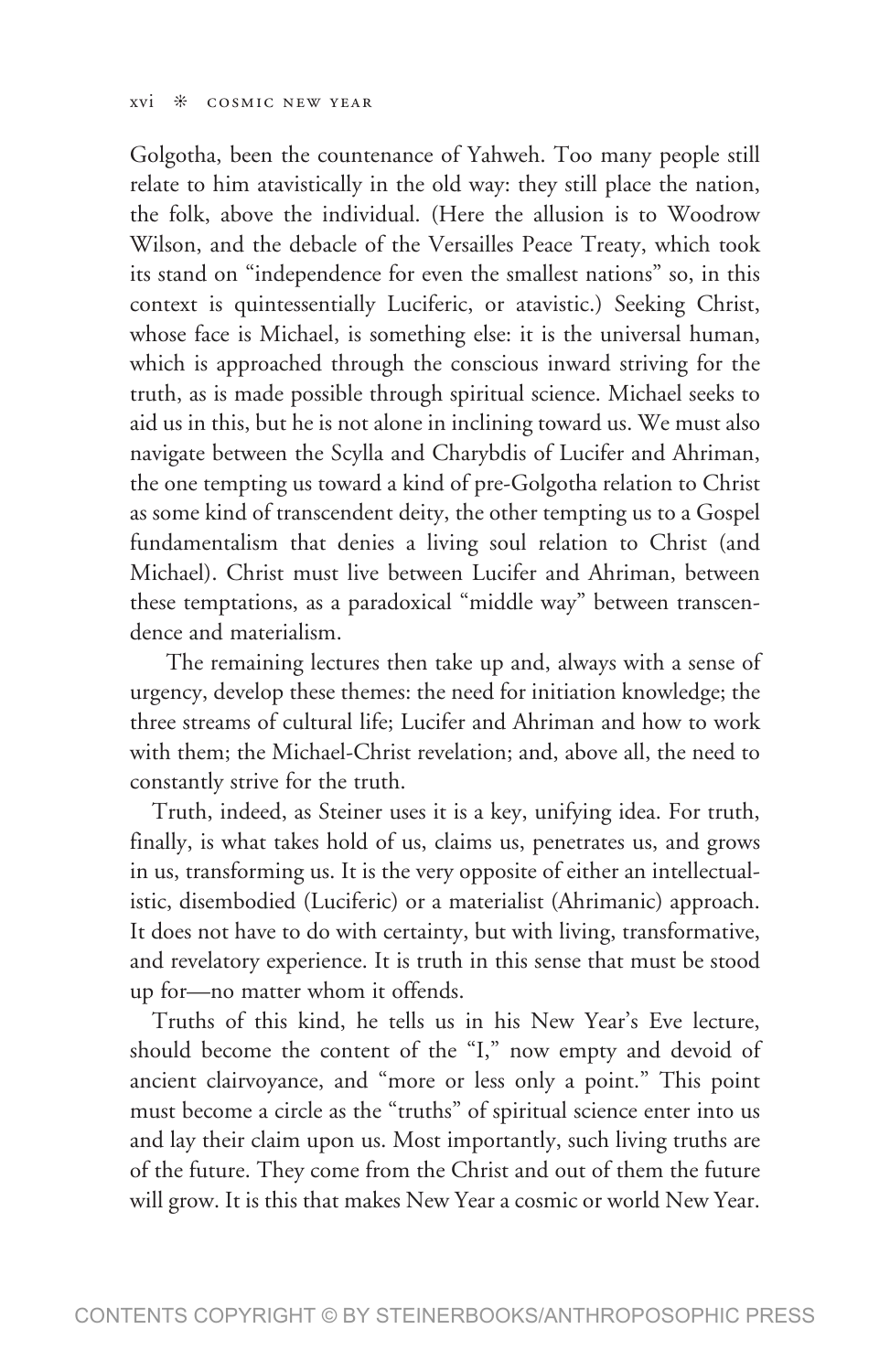Golgotha, been the countenance of Yahweh. Too many people still relate to him atavistically in the old way: they still place the nation, the folk, above the individual. (Here the allusion is to Woodrow Wilson, and the debacle of the Versailles Peace Treaty, which took its stand on "independence for even the smallest nations" so, in this context is quintessentially Luciferic, or atavistic.) Seeking Christ, whose face is Michael, is something else: it is the universal human, which is approached through the conscious inward striving for the truth, as is made possible through spiritual science. Michael seeks to aid us in this, but he is not alone in inclining toward us. We must also navigate between the Scylla and Charybdis of Lucifer and Ahriman, the one tempting us toward a kind of pre-Golgotha relation to Christ as some kind of transcendent deity, the other tempting us to a Gospel fundamentalism that denies a living soul relation to Christ (and Michael). Christ must live between Lucifer and Ahriman, between these temptations, as a paradoxical "middle way" between transcendence and materialism.

The remaining lectures then take up and, always with a sense of urgency, develop these themes: the need for initiation knowledge; the three streams of cultural life; Lucifer and Ahriman and how to work with them; the Michael-Christ revelation; and, above all, the need to constantly strive for the truth.

Truth, indeed, as Steiner uses it is a key, unifying idea. For truth, finally, is what takes hold of us, claims us, penetrates us, and grows in us, transforming us. It is the very opposite of either an intellectualistic, disembodied (Luciferic) or a materialist (Ahrimanic) approach. It does not have to do with certainty, but with living, transformative, and revelatory experience. It is truth in this sense that must be stood up for—no matter whom it offends.

Truths of this kind, he tells us in his New Year's Eve lecture, should become the content of the "I," now empty and devoid of ancient clairvoyance, and "more or less only a point." This point must become a circle as the "truths" of spiritual science enter into us and lay their claim upon us. Most importantly, such living truths are of the future. They come from the Christ and out of them the future will grow. It is this that makes New Year a cosmic or world New Year.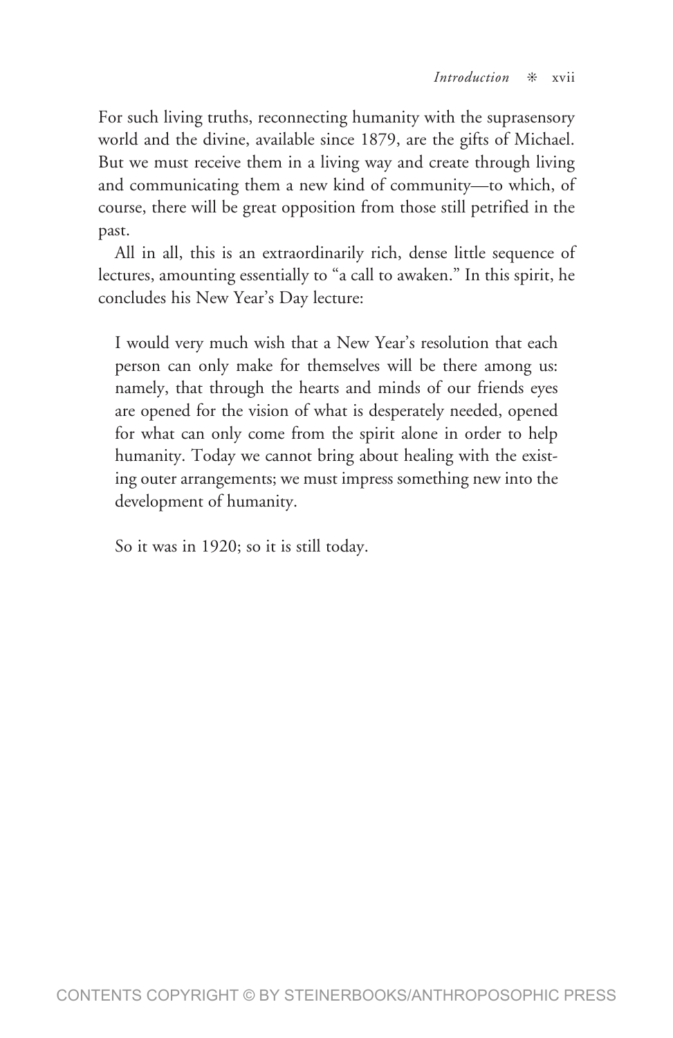For such living truths, reconnecting humanity with the suprasensory world and the divine, available since 1879, are the gifts of Michael. But we must receive them in a living way and create through living and communicating them a new kind of community—to which, of course, there will be great opposition from those still petrified in the past.

All in all, this is an extraordinarily rich, dense little sequence of lectures, amounting essentially to "a call to awaken." In this spirit, he concludes his New Year's Day lecture:

> I would very much wish that a New Year's resolution that each person can only make for themselves will be there among us: namely, that through the hearts and minds of our friends eyes are opened for the vision of what is desperately needed, opened for what can only come from the spirit alone in order to help humanity. Today we cannot bring about healing with the existing outer arrangements; we must impress something new into the development of humanity.

So it was in 1920; so it is still today.

CONTENTS COPYRIGHT © BY STEINERBOOKS/ANTHROPOSOPHIC PRESS